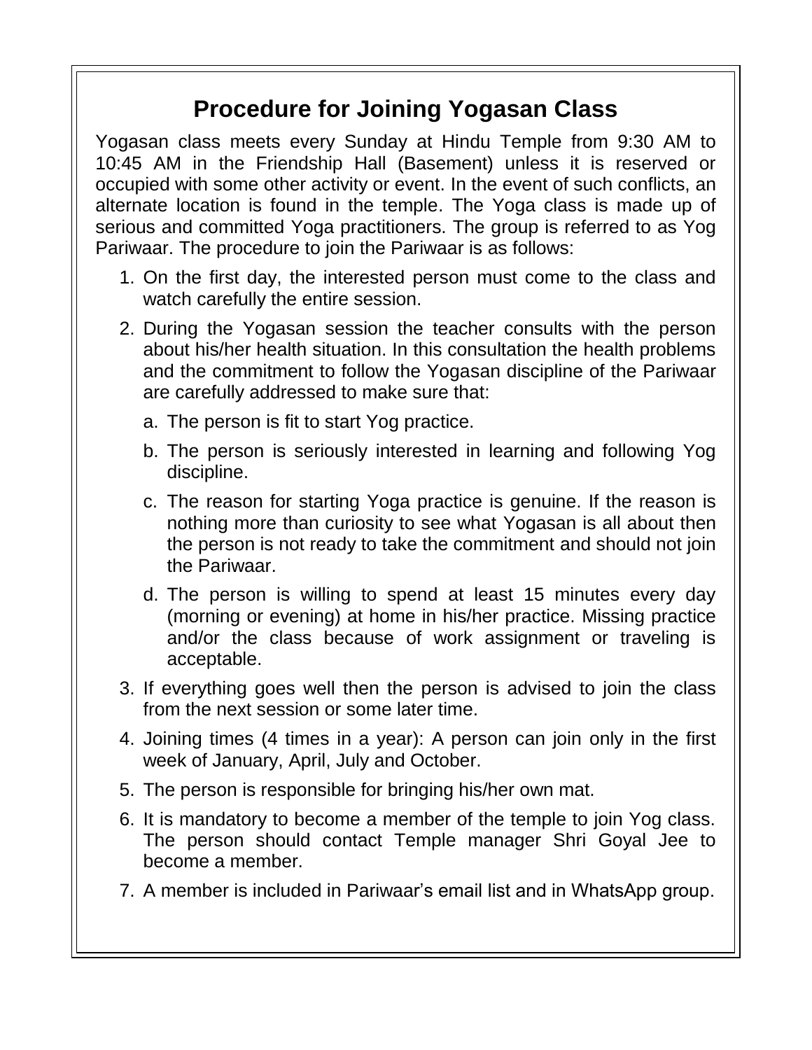# Procedure for Joining Yogasan Class

Yogasan class meets every Sunday at Hindu Temple from 9:30 AM to 10:45 AM in the Friendship Hall (Basement) unless it is reserved or occupied with some other activity or event. In the event of such conflicts, an alternate location is found in the temple. The Yoga class is made up of serious and committed Yoga practitioners. The group is referred to as Yog Pariwaar. The procedure to join the Pariwaar is as follows:

1. On the first day, the interested person must come to the class and watch carefully the entire session.
2. During the Yogasan session the teacher consults with the person about his/her health situation. In this consultation the health problems and the commitment to follow the Yogasan discipline of the Pariwaar are carefully addressed to make sure that:
   a. The person is fit to start Yog practice.
   b. The person is seriously interested in learning and following Yog discipline.
   c. The reason for starting Yoga practice is genuine. If the reason is nothing more than curiosity to see what Yogasan is all about then the person is not ready to take the commitment and should not join the Pariwaar.
   d. The person is willing to spend at least 15 minutes every day (morning or evening) at home in his/her practice. Missing practice and/or the class because of work assignment or traveling is acceptable.
3. If everything goes well then the person is advised to join the class from the next session or some later time.
4. Joining times (4 times in a year): A person can join only in the first week of January, April, July and October.
5. The person is responsible for bringing his/her own mat.
6. It is mandatory to become a member of the temple to join Yog class. The person should contact Temple manager Shri Goyal Jee to become a member.
7. A member is included in Pariwaar's email list and in WhatsApp group.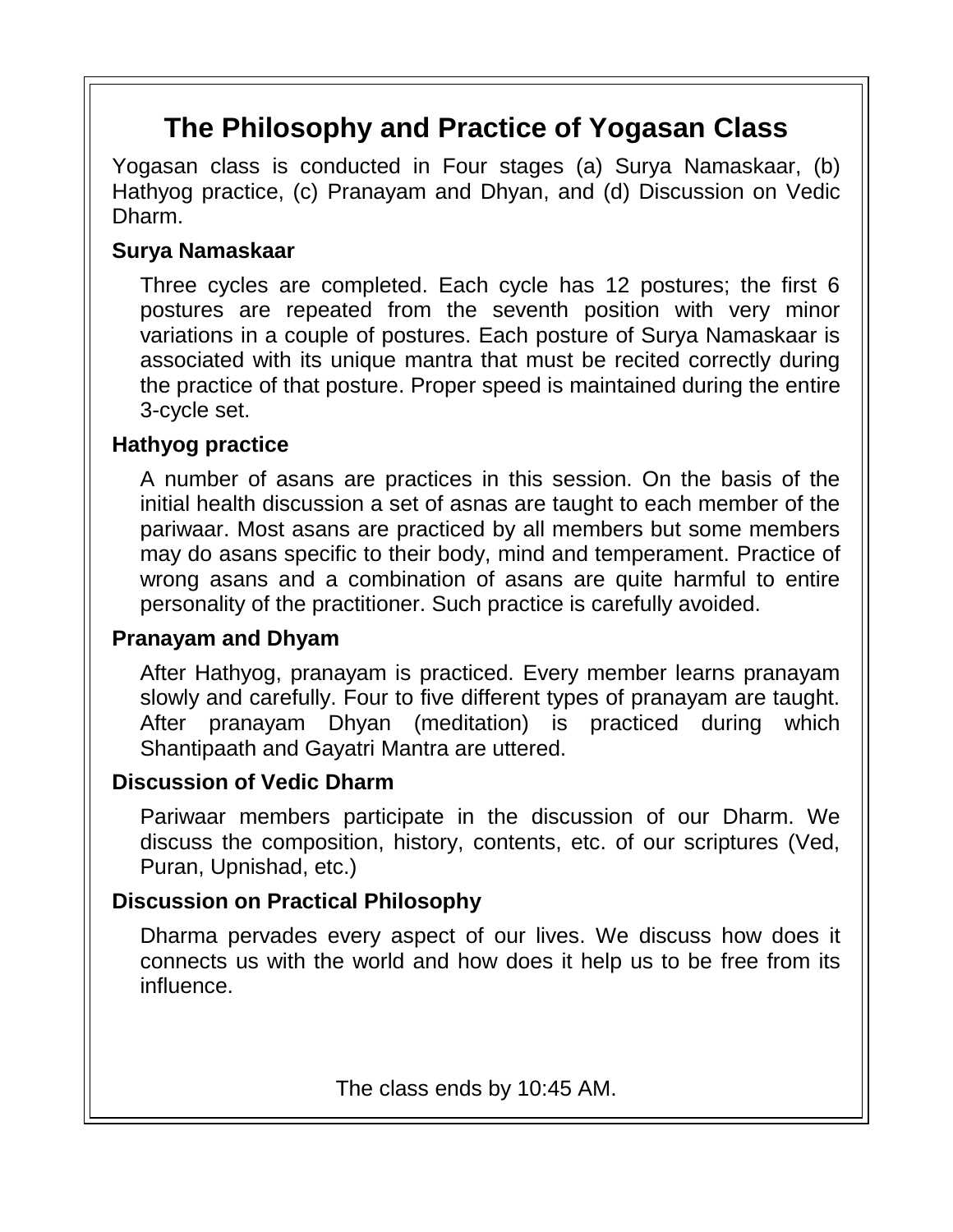# The Philosophy and Practice of Yogasan Class

Yogasan class is conducted in Four stages (a) Surya Namaskaar, (b) Hathyog practice, (c) Pranayam and Dhyan, and (d) Discussion on Vedic Dharm.

### Surya Namaskaar

Three cycles are completed. Each cycle has 12 postures; the first 6 postures are repeated from the seventh position with very minor variations in a couple of postures. Each posture of Surya Namaskaar is associated with its unique mantra that must be recited correctly during the practice of that posture. Proper speed is maintained during the entire 3-cycle set.

### Hathyog practice

A number of asans are practices in this session. On the basis of the initial health discussion a set of asnas are taught to each member of the pariwaar. Most asans are practiced by all members but some members may do asans specific to their body, mind and temperament. Practice of wrong asans and a combination of asans are quite harmful to entire personality of the practitioner. Such practice is carefully avoided.

### Pranayam and Dhyam

After Hathyog, pranayam is practiced. Every member learns pranayam slowly and carefully. Four to five different types of pranayam are taught. After pranayam Dhyan (meditation) is practiced during which Shantipaath and Gayatri Mantra are uttered.

### Discussion of Vedic Dharm

Pariwaar members participate in the discussion of our Dharm. We discuss the composition, history, contents, etc. of our scriptures (Ved, Puran, Upnishad, etc.)

### Discussion on Practical Philosophy

Dharma pervades every aspect of our lives. We discuss how does it connects us with the world and how does it help us to be free from its influence.

The class ends by 10:45 AM.